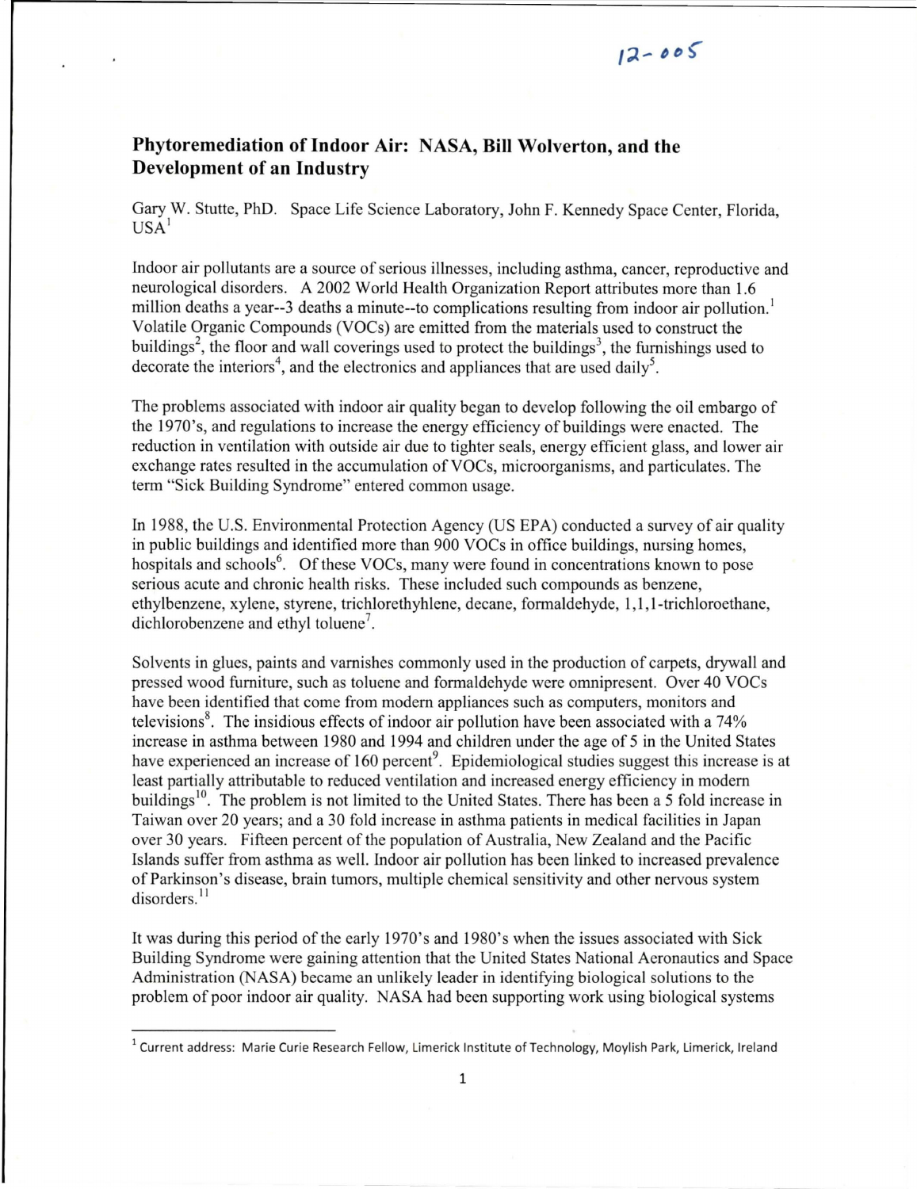12-005

# Phytoremediation of Indoor Air: NASA, Bill Wolverton, and the Development of an Industry

Gary W. Stutte, PhD. Space Life Science Laboratory, John F. Kennedy Space Center, Florida, USA[1]

Indoor air pollutants are a source of serious illnesses, including asthma, cancer, reproductive and neurological disorders. A 2002 World Health Organization Report attributes more than 1.6 million deaths a year--3 deaths a minute--to complications resulting from indoor air pollution.[1] Volatile Organic Compounds (VOCs) are emitted from the materials used to construct the buildings[2], the floor and wall coverings used to protect the buildings[3], the furnishings used to decorate the interiors[4], and the electronics and appliances that are used daily[5].

The problems associated with indoor air quality began to develop following the oil embargo of the 1970's, and regulations to increase the energy efficiency of buildings were enacted. The reduction in ventilation with outside air due to tighter seals, energy efficient glass, and lower air exchange rates resulted in the accumulation of VOCs, microorganisms, and particulates. The term "Sick Building Syndrome" entered common usage.

In 1988, the U.S. Environmental Protection Agency (US EPA) conducted a survey of air quality in public buildings and identified more than 900 VOCs in office buildings, nursing homes, hospitals and schools[6]. Of these VOCs, many were found in concentrations known to pose serious acute and chronic health risks. These included such compounds as benzene, ethylbenzene, xylene, styrene, trichlorethyhlene, decane, formaldehyde, 1,1,1-trichloroethane, dichlorobenzene and ethyl toluene[7].

Solvents in glues, paints and varnishes commonly used in the production of carpets, drywall and pressed wood furniture, such as toluene and formaldehyde were omnipresent. Over 40 VOCs have been identified that come from modern appliances such as computers, monitors and televisions[8]. The insidious effects of indoor air pollution have been associated with a 74% increase in asthma between 1980 and 1994 and children under the age of 5 in the United States have experienced an increase of 160 percent[9]. Epidemiological studies suggest this increase is at least partially attributable to reduced ventilation and increased energy efficiency in modern buildings[10]. The problem is not limited to the United States. There has been a 5 fold increase in Taiwan over 20 years; and a 30 fold increase in asthma patients in medical facilities in Japan over 30 years. Fifteen percent of the population of Australia, New Zealand and the Pacific Islands suffer from asthma as well. Indoor air pollution has been linked to increased prevalence of Parkinson's disease, brain tumors, multiple chemical sensitivity and other nervous system disorders.[11]

It was during this period of the early 1970's and 1980's when the issues associated with Sick Building Syndrome were gaining attention that the United States National Aeronautics and Space Administration (NASA) became an unlikely leader in identifying biological solutions to the problem of poor indoor air quality. NASA had been supporting work using biological systems

[1] Current address: Marie Curie Research Fellow, Limerick Institute of Technology, Moylish Park, Limerick, Ireland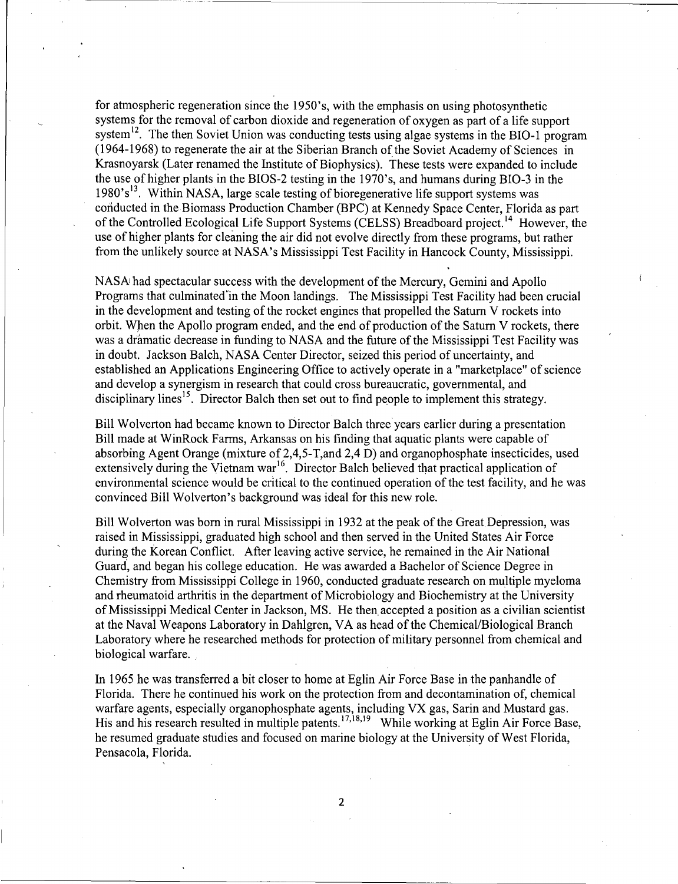for atmospheric regeneration since the 1950's, with the emphasis on using photosynthetic systems for the removal of carbon dioxide and regeneration of oxygen as part of a life support system[12]. The then Soviet Union was conducting tests using algae systems in the BIO-1 program (1964-1968) to regenerate the air at the Siberian Branch of the Soviet Academy of Sciences in Krasnoyarsk (Later renamed the Institute of Biophysics). These tests were expanded to include the use of higher plants in the BIOS-2 testing in the 1970's, and humans during BIO-3 in the 1980's[13]. Within NASA, large scale testing of bioregenerative life support systems was conducted in the Biomass Production Chamber (BPC) at Kennedy Space Center, Florida as part of the Controlled Ecological Life Support Systems (CELSS) Breadboard project.[14] However, the use of higher plants for cleaning the air did not evolve directly from these programs, but rather from the unlikely source at NASA's Mississippi Test Facility in Hancock County, Mississippi.

NASA had spectacular success with the development of the Mercury, Gemini and Apollo Programs that culminated in the Moon landings. The Mississippi Test Facility had been crucial in the development and testing of the rocket engines that propelled the Saturn V rockets into orbit. When the Apollo program ended, and the end of production of the Saturn V rockets, there was a dramatic decrease in funding to NASA and the future of the Mississippi Test Facility was in doubt. Jackson Balch, NASA Center Director, seized this period of uncertainty, and established an Applications Engineering Office to actively operate in a "marketplace" of science and develop a synergism in research that could cross bureaucratic, governmental, and disciplinary lines[15]. Director Balch then set out to find people to implement this strategy.

Bill Wolverton had became known to Director Balch three years earlier during a presentation Bill made at WinRock Farms, Arkansas on his finding that aquatic plants were capable of absorbing Agent Orange (mixture of 2,4,5-T,and 2,4 D) and organophosphate insecticides, used extensively during the Vietnam war[16]. Director Balch believed that practical application of environmental science would be critical to the continued operation of the test facility, and he was convinced Bill Wolverton's background was ideal for this new role.

Bill Wolverton was born in rural Mississippi in 1932 at the peak of the Great Depression, was raised in Mississippi, graduated high school and then served in the United States Air Force during the Korean Conflict. After leaving active service, he remained in the Air National Guard, and began his college education. He was awarded a Bachelor of Science Degree in Chemistry from Mississippi College in 1960, conducted graduate research on multiple myeloma and rheumatoid arthritis in the department of Microbiology and Biochemistry at the University of Mississippi Medical Center in Jackson, MS. He then accepted a position as a civilian scientist at the Naval Weapons Laboratory in Dahlgren, VA as head of the Chemical/Biological Branch Laboratory where he researched methods for protection of military personnel from chemical and biological warfare.

In 1965 he was transferred a bit closer to home at Eglin Air Force Base in the panhandle of Florida. There he continued his work on the protection from and decontamination of, chemical warfare agents, especially organophosphate agents, including VX gas, Sarin and Mustard gas. His and his research resulted in multiple patents.[17,18,19] While working at Eglin Air Force Base, he resumed graduate studies and focused on marine biology at the University of West Florida, Pensacola, Florida.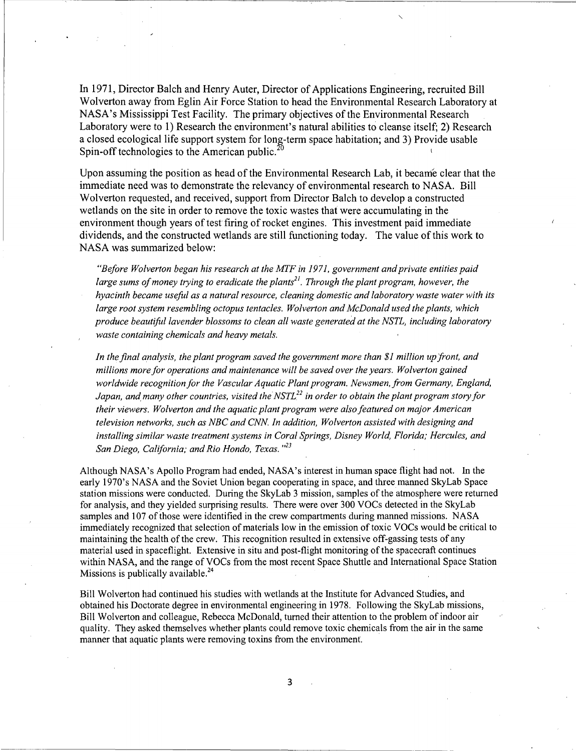In 1971, Director Balch and Henry Auter, Director of Applications Engineering, recruited Bill Wolverton away from Eglin Air Force Station to head the Environmental Research Laboratory at NASA's Mississippi Test Facility. The primary objectives of the Environmental Research Laboratory were to 1) Research the environment's natural abilities to cleanse itself; 2) Research a closed ecological life support system for long-term space habitation; and 3) Provide usable Spin-off technologies to the American public.[20]

Upon assuming the position as head of the Environmental Research Lab, it became clear that the immediate need was to demonstrate the relevancy of environmental research to NASA. Bill Wolverton requested, and received, support from Director Balch to develop a constructed wetlands on the site in order to remove the toxic wastes that were accumulating in the environment though years of test firing of rocket engines. This investment paid immediate dividends, and the constructed wetlands are still functioning today. The value of this work to NASA was summarized below:

> *"Before Wolverton began his research at the MTF in 1971, government and private entities paid large sums of money trying to eradicate the plants[21]. Through the plant program, however, the hyacinth became useful as a natural resource, cleaning domestic and laboratory waste water with its large root system resembling octopus tentacles. Wolverton and McDonald used the plants, which produce beautiful lavender blossoms to clean all waste generated at the NSTL, including laboratory waste containing chemicals and heavy metals.*
>
> *In the final analysis, the plant program saved the government more than $1 million up front, and millions more for operations and maintenance will be saved over the years. Wolverton gained worldwide recognition for the Vascular Aquatic Plant program. Newsmen, from Germany, England, Japan, and many other countries, visited the NSTL[22] in order to obtain the plant program story for their viewers. Wolverton and the aquatic plant program were also featured on major American television networks, such as NBC and CNN. In addition, Wolverton assisted with designing and installing similar waste treatment systems in Coral Springs, Disney World, Florida; Hercules, and San Diego, California; and Rio Hondo, Texas."*[23]

Although NASA's Apollo Program had ended, NASA's interest in human space flight had not. In the early 1970's NASA and the Soviet Union began cooperating in space, and three manned SkyLab Space station missions were conducted. During the SkyLab 3 mission, samples of the atmosphere were returned for analysis, and they yielded surprising results. There were over 300 VOCs detected in the SkyLab samples and 107 of those were identified in the crew compartments during manned missions. NASA immediately recognized that selection of materials low in the emission of toxic VOCs would be critical to maintaining the health of the crew. This recognition resulted in extensive off-gassing tests of any material used in spaceflight. Extensive in situ and post-flight monitoring of the spacecraft continues within NASA, and the range of VOCs from the most recent Space Shuttle and International Space Station Missions is publically available.[24]

Bill Wolverton had continued his studies with wetlands at the Institute for Advanced Studies, and obtained his Doctorate degree in environmental engineering in 1978. Following the SkyLab missions, Bill Wolverton and colleague, Rebecca McDonald, turned their attention to the problem of indoor air quality. They asked themselves whether plants could remove toxic chemicals from the air in the same manner that aquatic plants were removing toxins from the environment.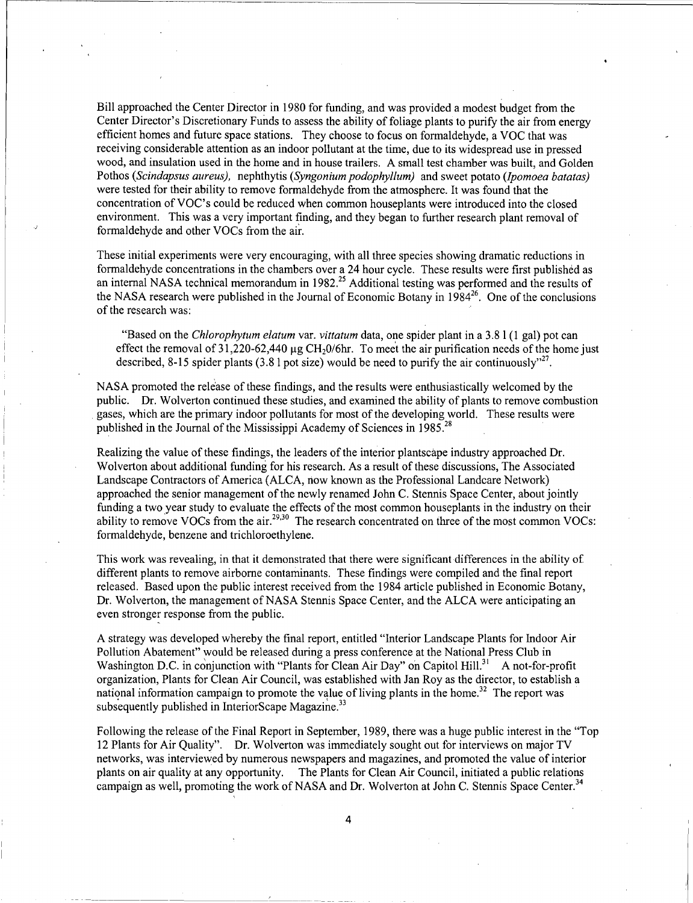Bill approached the Center Director in 1980 for funding, and was provided a modest budget from the Center Director's Discretionary Funds to assess the ability of foliage plants to purify the air from energy efficient homes and future space stations. They choose to focus on formaldehyde, a VOC that was receiving considerable attention as an indoor pollutant at the time, due to its widespread use in pressed wood, and insulation used in the home and in house trailers. A small test chamber was built, and Golden Pothos (*Scindapsus aureus*), nephthytis (*Syngonium podophyllum*) and sweet potato (*Ipomoea batatas*) were tested for their ability to remove formaldehyde from the atmosphere. It was found that the concentration of VOC's could be reduced when common houseplants were introduced into the closed environment. This was a very important finding, and they began to further research plant removal of formaldehyde and other VOCs from the air.

These initial experiments were very encouraging, with all three species showing dramatic reductions in formaldehyde concentrations in the chambers over a 24 hour cycle. These results were first published as an internal NASA technical memorandum in 1982.[25] Additional testing was performed and the results of the NASA research were published in the Journal of Economic Botany in 1984[26]. One of the conclusions of the research was:

> "Based on the *Chlorophytum elatum* var. *vittatum* data, one spider plant in a 3.8 l (1 gal) pot can effect the removal of 31,220-62,440 μg $CH_2O$/6hr. To meet the air purification needs of the home just described, 8-15 spider plants (3.8 l pot size) would be need to purify the air continuously"[27].

NASA promoted the release of these findings, and the results were enthusiastically welcomed by the public. Dr. Wolverton continued these studies, and examined the ability of plants to remove combustion gases, which are the primary indoor pollutants for most of the developing world. These results were published in the Journal of the Mississippi Academy of Sciences in 1985.[28]

Realizing the value of these findings, the leaders of the interior plantscape industry approached Dr. Wolverton about additional funding for his research. As a result of these discussions, The Associated Landscape Contractors of America (ALCA, now known as the Professional Landcare Network) approached the senior management of the newly renamed John C. Stennis Space Center, about jointly funding a two year study to evaluate the effects of the most common houseplants in the industry on their ability to remove VOCs from the air.[29,30] The research concentrated on three of the most common VOCs: formaldehyde, benzene and trichloroethylene.

This work was revealing, in that it demonstrated that there were significant differences in the ability of different plants to remove airborne contaminants. These findings were compiled and the final report released. Based upon the public interest received from the 1984 article published in Economic Botany, Dr. Wolverton, the management of NASA Stennis Space Center, and the ALCA were anticipating an even stronger response from the public.

A strategy was developed whereby the final report, entitled "Interior Landscape Plants for Indoor Air Pollution Abatement" would be released during a press conference at the National Press Club in Washington D.C. in conjunction with "Plants for Clean Air Day" on Capitol Hill.[31] A not-for-profit organization, Plants for Clean Air Council, was established with Jan Roy as the director, to establish a national information campaign to promote the value of living plants in the home.[32] The report was subsequently published in InteriorScape Magazine.[33]

Following the release of the Final Report in September, 1989, there was a huge public interest in the "Top 12 Plants for Air Quality". Dr. Wolverton was immediately sought out for interviews on major TV networks, was interviewed by numerous newspapers and magazines, and promoted the value of interior plants on air quality at any opportunity. The Plants for Clean Air Council, initiated a public relations campaign as well, promoting the work of NASA and Dr. Wolverton at John C. Stennis Space Center.[34]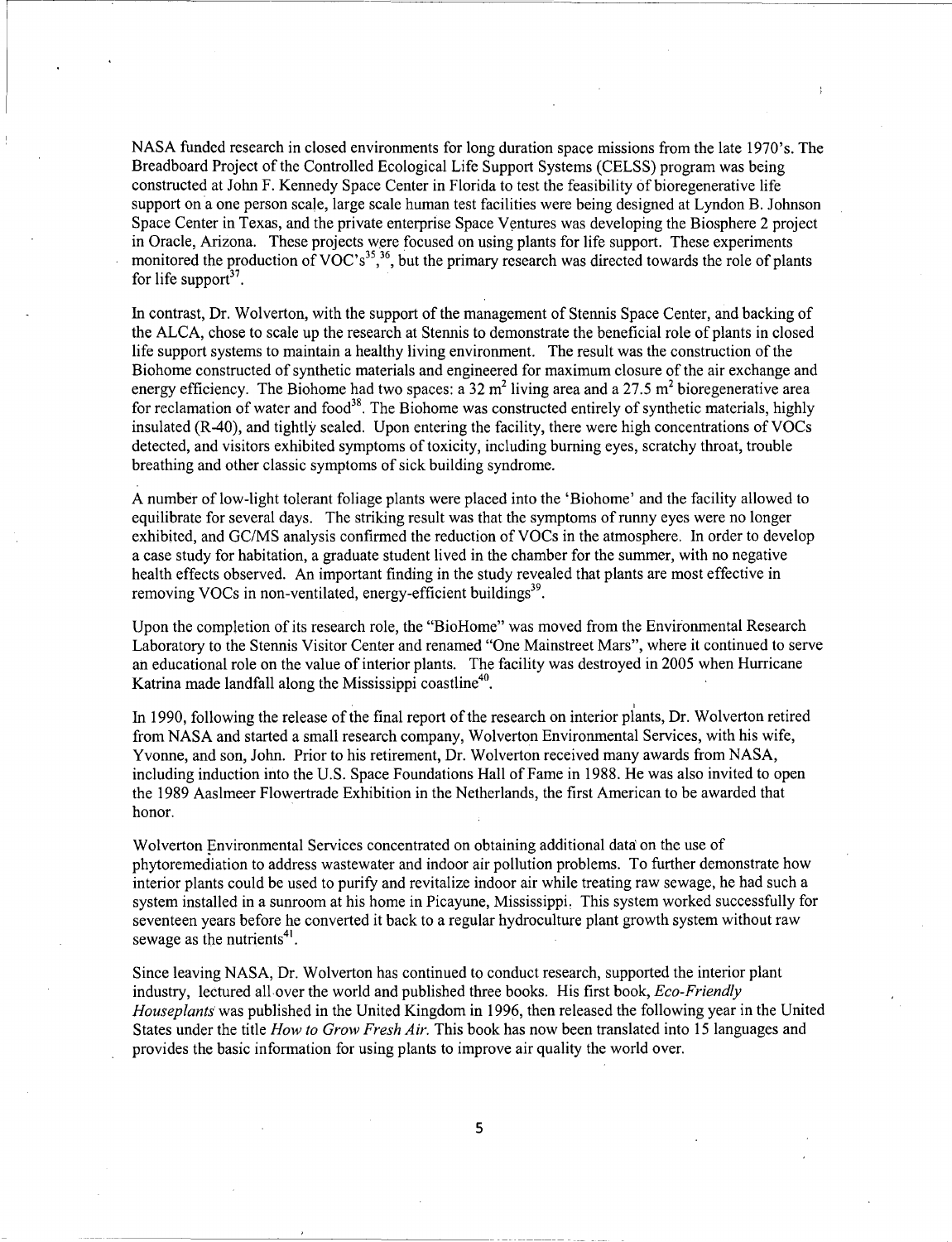NASA funded research in closed environments for long duration space missions from the late 1970's. The Breadboard Project of the Controlled Ecological Life Support Systems (CELSS) program was being constructed at John F. Kennedy Space Center in Florida to test the feasibility of bioregenerative life support on a one person scale, large scale human test facilities were being designed at Lyndon B. Johnson Space Center in Texas, and the private enterprise Space Ventures was developing the Biosphere 2 project in Oracle, Arizona. These projects were focused on using plants for life support. These experiments monitored the production of VOC's[35],[36], but the primary research was directed towards the role of plants for life support[37].

In contrast, Dr. Wolverton, with the support of the management of Stennis Space Center, and backing of the ALCA, chose to scale up the research at Stennis to demonstrate the beneficial role of plants in closed life support systems to maintain a healthy living environment. The result was the construction of the Biohome constructed of synthetic materials and engineered for maximum closure of the air exchange and energy efficiency. The Biohome had two spaces: a 32 $m^2$ living area and a 27.5 $m^2$ bioregenerative area for reclamation of water and food[38]. The Biohome was constructed entirely of synthetic materials, highly insulated (R-40), and tightly sealed. Upon entering the facility, there were high concentrations of VOCs detected, and visitors exhibited symptoms of toxicity, including burning eyes, scratchy throat, trouble breathing and other classic symptoms of sick building syndrome.

A number of low-light tolerant foliage plants were placed into the 'Biohome' and the facility allowed to equilibrate for several days. The striking result was that the symptoms of runny eyes were no longer exhibited, and GC/MS analysis confirmed the reduction of VOCs in the atmosphere. In order to develop a case study for habitation, a graduate student lived in the chamber for the summer, with no negative health effects observed. An important finding in the study revealed that plants are most effective in removing VOCs in non-ventilated, energy-efficient buildings[39].

Upon the completion of its research role, the "BioHome" was moved from the Environmental Research Laboratory to the Stennis Visitor Center and renamed "One Mainstreet Mars", where it continued to serve an educational role on the value of interior plants. The facility was destroyed in 2005 when Hurricane Katrina made landfall along the Mississippi coastline[40].

In 1990, following the release of the final report of the research on interior plants, Dr. Wolverton retired from NASA and started a small research company, Wolverton Environmental Services, with his wife, Yvonne, and son, John. Prior to his retirement, Dr. Wolverton received many awards from NASA, including induction into the U.S. Space Foundations Hall of Fame in 1988. He was also invited to open the 1989 Aaslmeer Flowertrade Exhibition in the Netherlands, the first American to be awarded that honor.

Wolverton Environmental Services concentrated on obtaining additional data on the use of phytoremediation to address wastewater and indoor air pollution problems. To further demonstrate how interior plants could be used to purify and revitalize indoor air while treating raw sewage, he had such a system installed in a sunroom at his home in Picayune, Mississippi. This system worked successfully for seventeen years before he converted it back to a regular hydroculture plant growth system without raw sewage as the nutrients[41].

Since leaving NASA, Dr. Wolverton has continued to conduct research, supported the interior plant industry, lectured all over the world and published three books. His first book, *Eco-Friendly Houseplants* was published in the United Kingdom in 1996, then released the following year in the United States under the title *How to Grow Fresh Air*. This book has now been translated into 15 languages and provides the basic information for using plants to improve air quality the world over.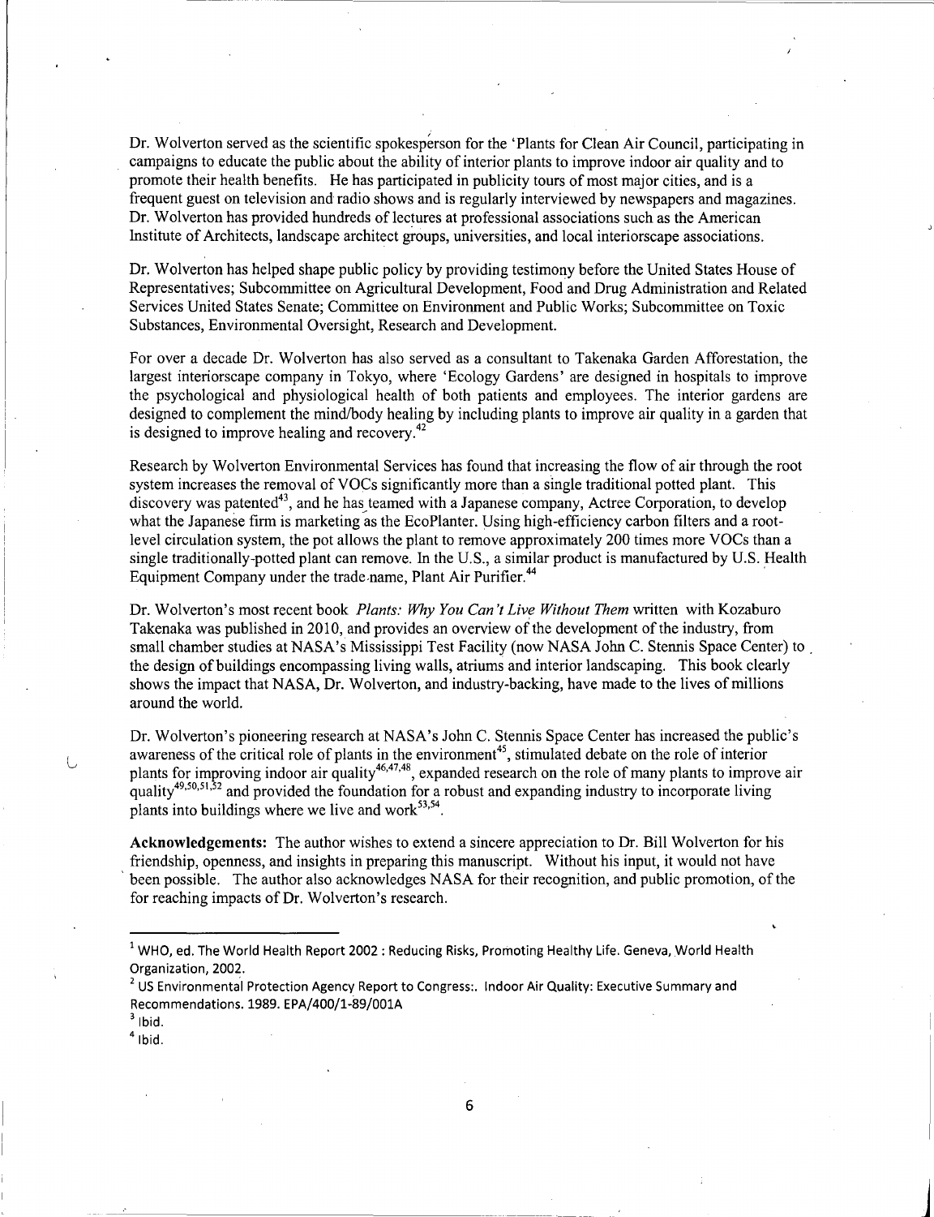Dr. Wolverton served as the scientific spokesperson for the 'Plants for Clean Air Council, participating in campaigns to educate the public about the ability of interior plants to improve indoor air quality and to promote their health benefits. He has participated in publicity tours of most major cities, and is a frequent guest on television and radio shows and is regularly interviewed by newspapers and magazines. Dr. Wolverton has provided hundreds of lectures at professional associations such as the American Institute of Architects, landscape architect groups, universities, and local interiorscape associations.

Dr. Wolverton has helped shape public policy by providing testimony before the United States House of Representatives; Subcommittee on Agricultural Development, Food and Drug Administration and Related Services United States Senate; Committee on Environment and Public Works; Subcommittee on Toxic Substances, Environmental Oversight, Research and Development.

For over a decade Dr. Wolverton has also served as a consultant to Takenaka Garden Afforestation, the largest interiorscape company in Tokyo, where 'Ecology Gardens' are designed in hospitals to improve the psychological and physiological health of both patients and employees. The interior gardens are designed to complement the mind/body healing by including plants to improve air quality in a garden that is designed to improve healing and recovery.[42]

Research by Wolverton Environmental Services has found that increasing the flow of air through the root system increases the removal of VOCs significantly more than a single traditional potted plant. This discovery was patented[43], and he has teamed with a Japanese company, Actree Corporation, to develop what the Japanese firm is marketing as the EcoPlanter. Using high-efficiency carbon filters and a root-level circulation system, the pot allows the plant to remove approximately 200 times more VOCs than a single traditionally-potted plant can remove. In the U.S., a similar product is manufactured by U.S. Health Equipment Company under the trade name, Plant Air Purifier.[44]

Dr. Wolverton's most recent book *Plants: Why You Can't Live Without Them* written with Kozaburo Takenaka was published in 2010, and provides an overview of the development of the industry, from small chamber studies at NASA's Mississippi Test Facility (now NASA John C. Stennis Space Center) to the design of buildings encompassing living walls, atriums and interior landscaping. This book clearly shows the impact that NASA, Dr. Wolverton, and industry-backing, have made to the lives of millions around the world.

Dr. Wolverton's pioneering research at NASA's John C. Stennis Space Center has increased the public's awareness of the critical role of plants in the environment[45], stimulated debate on the role of interior plants for improving indoor air quality[46,47,48], expanded research on the role of many plants to improve air quality[49,50,51,52] and provided the foundation for a robust and expanding industry to incorporate living plants into buildings where we live and work[53,54].

**Acknowledgements:** The author wishes to extend a sincere appreciation to Dr. Bill Wolverton for his friendship, openness, and insights in preparing this manuscript. Without his input, it would not have been possible. The author also acknowledges NASA for their recognition, and public promotion, of the for reaching impacts of Dr. Wolverton's research.

---

[1] WHO, ed. The World Health Report 2002 : Reducing Risks, Promoting Healthy Life. Geneva, World Health Organization, 2002.

[2] US Environmental Protection Agency Report to Congress:. Indoor Air Quality: Executive Summary and Recommendations. 1989. EPA/400/1-89/001A

[3] Ibid.

[4] Ibid.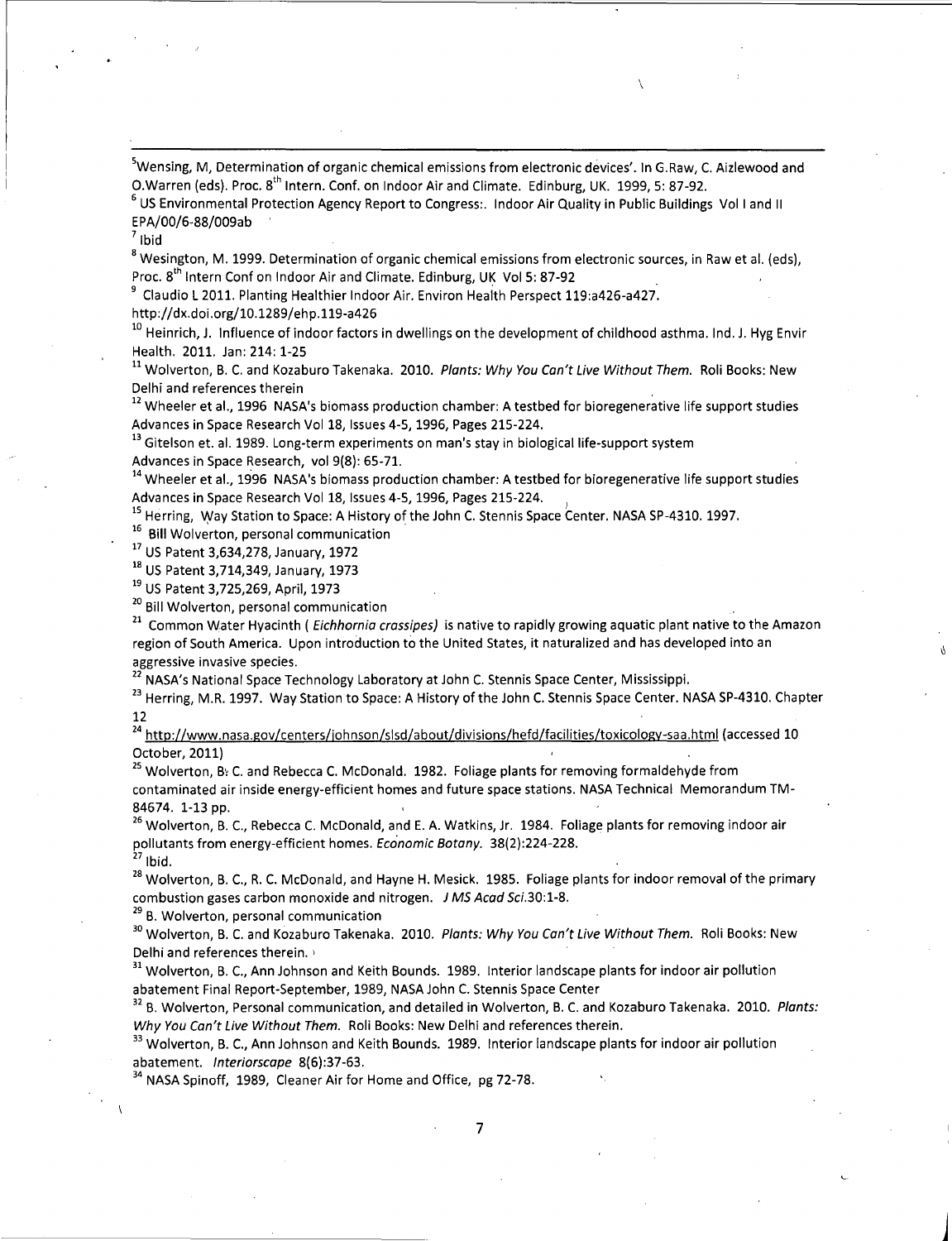[5]Wensing, M, Determination of organic chemical emissions from electronic devices'. In G.Raw, C. Aizlewood and O.Warren (eds). Proc. 8[th] Intern. Conf. on Indoor Air and Climate. Edinburg, UK. 1999, 5: 87-92.

[6] US Environmental Protection Agency Report to Congress:. Indoor Air Quality in Public Buildings Vol I and II EPA/00/6-88/009ab

[7] Ibid

[8] Wesington, M. 1999. Determination of organic chemical emissions from electronic sources, in Raw et al. (eds), Proc. 8[th] Intern Conf on Indoor Air and Climate. Edinburg, UK Vol 5: 87-92

[9] Claudio L 2011. Planting Healthier Indoor Air. Environ Health Perspect 119:a426-a427. http://dx.doi.org/10.1289/ehp.119-a426

[10] Heinrich, J. Influence of indoor factors in dwellings on the development of childhood asthma. Ind. J. Hyg Envir Health. 2011. Jan: 214: 1-25

[11] Wolverton, B. C. and Kozaburo Takenaka. 2010. *Plants: Why You Can't Live Without Them.* Roli Books: New Delhi and references therein

[12] Wheeler et al., 1996 NASA's biomass production chamber: A testbed for bioregenerative life support studies Advances in Space Research Vol 18, Issues 4-5, 1996, Pages 215-224.

[13] Gitelson et. al. 1989. Long-term experiments on man's stay in biological life-support system Advances in Space Research, vol 9(8): 65-71.

[14] Wheeler et al., 1996 NASA's biomass production chamber: A testbed for bioregenerative life support studies Advances in Space Research Vol 18, Issues 4-5, 1996, Pages 215-224.

[15] Herring, Way Station to Space: A History of the John C. Stennis Space Center. NASA SP-4310. 1997.

[16] Bill Wolverton, personal communication

[17] US Patent 3,634,278, January, 1972

[18] US Patent 3,714,349, January, 1973

[19] US Patent 3,725,269, April, 1973

[20] Bill Wolverton, personal communication

[21] Common Water Hyacinth ( *Eichhornia crassipes)* is native to rapidly growing aquatic plant native to the Amazon region of South America. Upon introduction to the United States, it naturalized and has developed into an aggressive invasive species.

[22] NASA's National Space Technology Laboratory at John C. Stennis Space Center, Mississippi.

[23] Herring, M.R. 1997. Way Station to Space: A History of the John C. Stennis Space Center. NASA SP-4310. Chapter 12

[24] http://www.nasa.gov/centers/johnson/slsd/about/divisions/hefd/facilities/toxicology-saa.html (accessed 10 October, 2011)

[25] Wolverton, B. C. and Rebecca C. McDonald. 1982. Foliage plants for removing formaldehyde from contaminated air inside energy-efficient homes and future space stations. NASA Technical Memorandum TM-84674. 1-13 pp.

[26] Wolverton, B. C., Rebecca C. McDonald, and E. A. Watkins, Jr. 1984. Foliage plants for removing indoor air pollutants from energy-efficient homes. *Economic Botany.* 38(2):224-228.

[27] Ibid.

[28] Wolverton, B. C., R. C. McDonald, and Hayne H. Mesick. 1985. Foliage plants for indoor removal of the primary combustion gases carbon monoxide and nitrogen. *J MS Acad Sci.*30:1-8.

[29] B. Wolverton, personal communication

[30] Wolverton, B. C. and Kozaburo Takenaka. 2010. *Plants: Why You Can't Live Without Them.* Roli Books: New Delhi and references therein.

[31] Wolverton, B. C., Ann Johnson and Keith Bounds. 1989. Interior landscape plants for indoor air pollution abatement Final Report-September, 1989, NASA John C. Stennis Space Center

[32] B. Wolverton, Personal communication, and detailed in Wolverton, B. C. and Kozaburo Takenaka. 2010. *Plants: Why You Can't Live Without Them.* Roli Books: New Delhi and references therein.

[33] Wolverton, B. C., Ann Johnson and Keith Bounds. 1989. Interior landscape plants for indoor air pollution abatement. *Interiorscape* 8(6):37-63.

[34] NASA Spinoff, 1989, Cleaner Air for Home and Office, pg 72-78.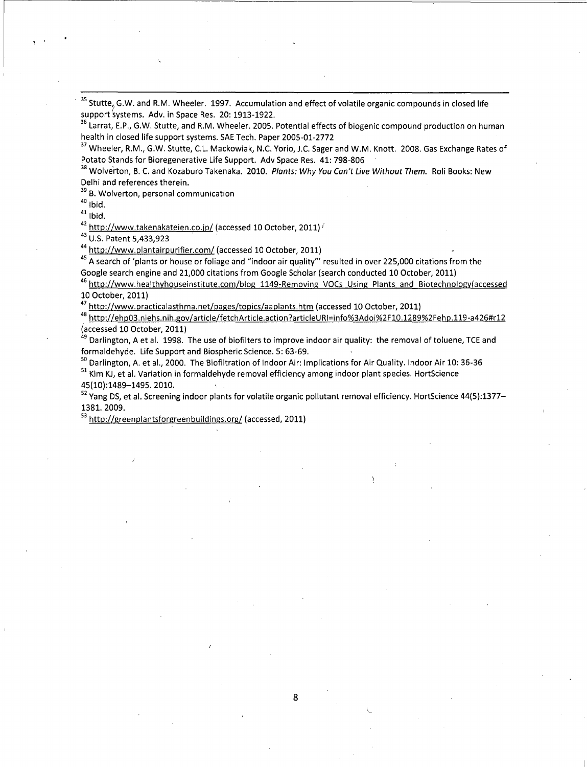[35] Stutte, G.W. and R.M. Wheeler. 1997. Accumulation and effect of volatile organic compounds in closed life support systems. Adv. in Space Res. 20: 1913-1922.

[36] Larrat, E.P., G.W. Stutte, and R.M. Wheeler. 2005. Potential effects of biogenic compound production on human health in closed life support systems. SAE Tech. Paper 2005-01-2772

[37] Wheeler, R.M., G.W. Stutte, C.L. Mackowiak, N.C. Yorio, J.C. Sager and W.M. Knott. 2008. Gas Exchange Rates of Potato Stands for Bioregenerative Life Support. Adv Space Res. 41: 798-806

[38] Wolverton, B. C. and Kozaburo Takenaka. 2010. *Plants: Why You Can't Live Without Them.* Roli Books: New Delhi and references therein.

[39] B. Wolverton, personal communication

[40] Ibid.

[41] Ibid.

[42] http://www.takenakateien.co.jp/ (accessed 10 October, 2011)

[43] U.S. Patent 5,433,923

[44] http://www.plantairpurifier.com/ (accessed 10 October, 2011)

[45] A search of 'plants or house or foliage and "indoor air quality"' resulted in over 225,000 citations from the Google search engine and 21,000 citations from Google Scholar (search conducted 10 October, 2011)

[46] http://www.healthyhouseinstitute.com/blog_1149-Removing_VOCs_Using_Plants_and_Biotechnology(accessed 10 October, 2011)

[47] http://www.practicalasthma.net/pages/topics/aaplants.htm (accessed 10 October, 2011)

[48] http://ehp03.niehs.nih.gov/article/fetchArticle.action?articleURI=info%3Adoi%2F10.1289%2Fehp.119-a426#r12 (accessed 10 October, 2011)

[49] Darlington, A et al. 1998. The use of biofilters to improve indoor air quality: the removal of toluene, TCE and formaldehyde. Life Support and Biospheric Science. 5: 63-69.

[50] Darlington, A. et al., 2000. The Biofiltration of Indoor Air: Implications for Air Quality. Indoor Air 10: 36-36

[51] Kim KJ, et al. Variation in formaldehyde removal efficiency among indoor plant species. HortScience 45(10):1489–1495. 2010.

[52] Yang DS, et al. Screening indoor plants for volatile organic pollutant removal efficiency. HortScience 44(5):1377–1381. 2009.

[53] http://greenplantsforgreenbuildings.org/ (accessed, 2011)